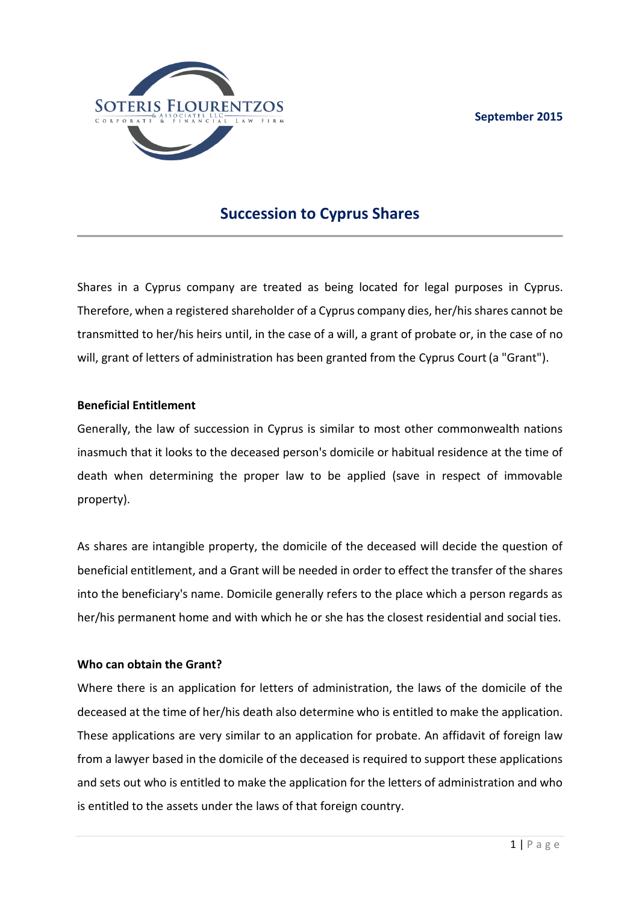Soteris Flourentzos & Associates LLC
Corporate & Financial Law Firm

September 2015

# Succession to Cyprus Shares

Shares in a Cyprus company are treated as being located for legal purposes in Cyprus. Therefore, when a registered shareholder of a Cyprus company dies, her/his shares cannot be transmitted to her/his heirs until, in the case of a will, a grant of probate or, in the case of no will, grant of letters of administration has been granted from the Cyprus Court (a "Grant").

**Beneficial Entitlement**

Generally, the law of succession in Cyprus is similar to most other commonwealth nations inasmuch that it looks to the deceased person's domicile or habitual residence at the time of death when determining the proper law to be applied (save in respect of immovable property).

As shares are intangible property, the domicile of the deceased will decide the question of beneficial entitlement, and a Grant will be needed in order to effect the transfer of the shares into the beneficiary's name. Domicile generally refers to the place which a person regards as her/his permanent home and with which he or she has the closest residential and social ties.

**Who can obtain the Grant?**

Where there is an application for letters of administration, the laws of the domicile of the deceased at the time of her/his death also determine who is entitled to make the application. These applications are very similar to an application for probate. An affidavit of foreign law from a lawyer based in the domicile of the deceased is required to support these applications and sets out who is entitled to make the application for the letters of administration and who is entitled to the assets under the laws of that foreign country.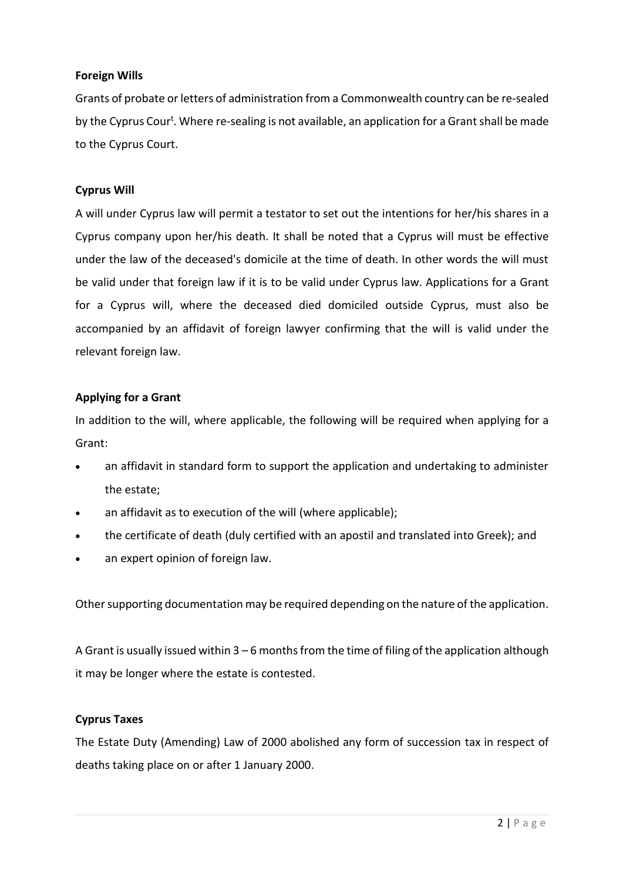**Foreign Wills**

Grants of probate or letters of administration from a Commonwealth country can be re-sealed by the Cyprus Cour[t]. Where re-sealing is not available, an application for a Grant shall be made to the Cyprus Court.

**Cyprus Will**

A will under Cyprus law will permit a testator to set out the intentions for her/his shares in a Cyprus company upon her/his death. It shall be noted that a Cyprus will must be effective under the law of the deceased's domicile at the time of death. In other words the will must be valid under that foreign law if it is to be valid under Cyprus law. Applications for a Grant for a Cyprus will, where the deceased died domiciled outside Cyprus, must also be accompanied by an affidavit of foreign lawyer confirming that the will is valid under the relevant foreign law.

**Applying for a Grant**

In addition to the will, where applicable, the following will be required when applying for a Grant:

- an affidavit in standard form to support the application and undertaking to administer the estate;
- an affidavit as to execution of the will (where applicable);
- the certificate of death (duly certified with an apostil and translated into Greek); and
- an expert opinion of foreign law.

Other supporting documentation may be required depending on the nature of the application.

A Grant is usually issued within 3 – 6 months from the time of filing of the application although it may be longer where the estate is contested.

**Cyprus Taxes**

The Estate Duty (Amending) Law of 2000 abolished any form of succession tax in respect of deaths taking place on or after 1 January 2000.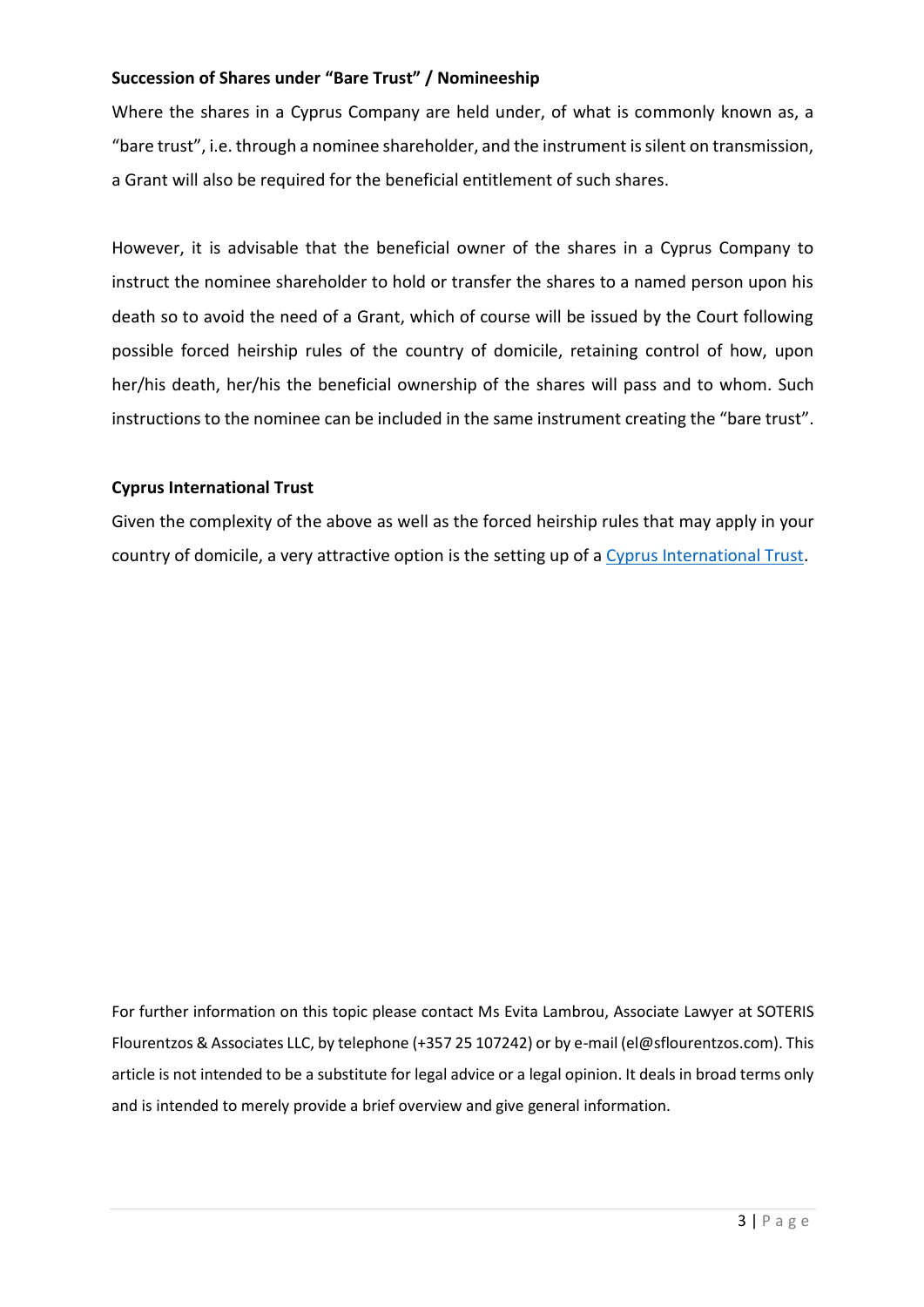**Succession of Shares under "Bare Trust" / Nomineeship**

Where the shares in a Cyprus Company are held under, of what is commonly known as, a "bare trust", i.e. through a nominee shareholder, and the instrument is silent on transmission, a Grant will also be required for the beneficial entitlement of such shares.

However, it is advisable that the beneficial owner of the shares in a Cyprus Company to instruct the nominee shareholder to hold or transfer the shares to a named person upon his death so to avoid the need of a Grant, which of course will be issued by the Court following possible forced heirship rules of the country of domicile, retaining control of how, upon her/his death, her/his the beneficial ownership of the shares will pass and to whom. Such instructions to the nominee can be included in the same instrument creating the "bare trust".

**Cyprus International Trust**

Given the complexity of the above as well as the forced heirship rules that may apply in your country of domicile, a very attractive option is the setting up of a Cyprus International Trust.

For further information on this topic please contact Ms Evita Lambrou, Associate Lawyer at SOTERIS Flourentzos & Associates LLC, by telephone (+357 25 107242) or by e-mail (el@sflourentzos.com). This article is not intended to be a substitute for legal advice or a legal opinion. It deals in broad terms only and is intended to merely provide a brief overview and give general information.